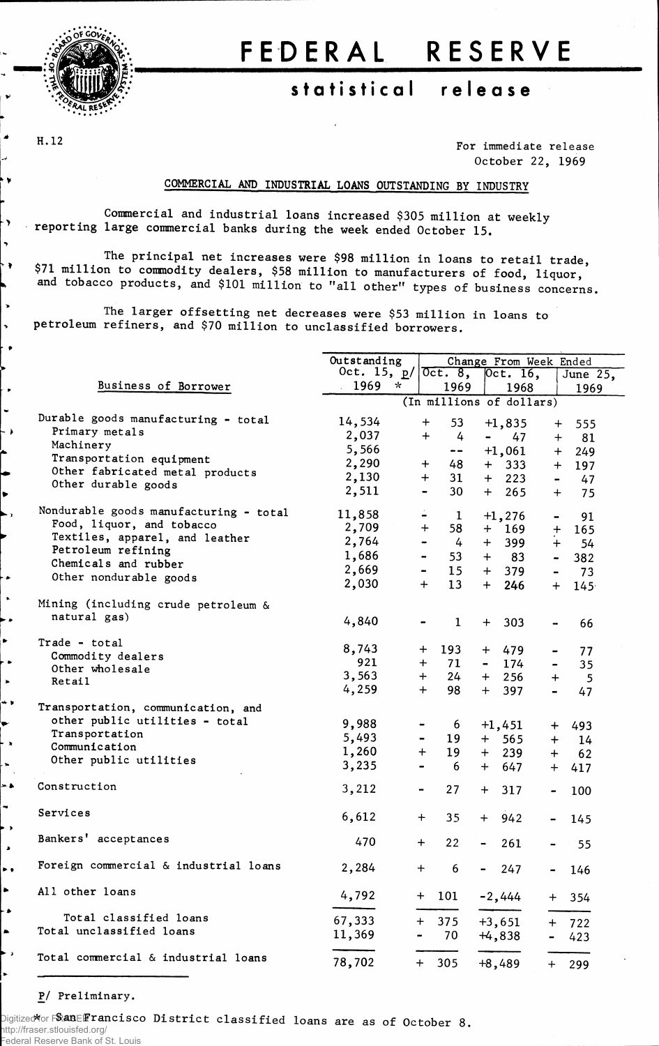# FEDERAL RESERVE

## statistical release

H.12

For immediate release
October 22, 1969

### COMMERCIAL AND INDUSTRIAL LOANS OUTSTANDING BY INDUSTRY

Commercial and industrial loans increased $305 million at weekly reporting large commercial banks during the week ended October 15.

The principal net increases were $98 million in loans to retail trade, $71 million to commodity dealers, $58 million to manufacturers of food, liquor, and tobacco products, and $101 million to "all other" types of business concerns.

The larger offsetting net decreases were $53 million in loans to petroleum refiners, and $70 million to unclassified borrowers.

| Business of Borrower | Outstanding Oct. 15, p/ 1969 * | Change From Week Ended Oct. 8, 1969 | Oct. 16, 1968 | June 25, 1969 |
|---|---|---|---|---|
| | (In millions of dollars) | | | |
| Durable goods manufacturing - total | 14,534 | + 53 | +1,835 | + 555 |
| Primary metals | 2,037 | + 4 | - 47 | + 81 |
| Machinery | 5,566 | -- | +1,061 | + 249 |
| Transportation equipment | 2,290 | + 48 | + 333 | + 197 |
| Other fabricated metal products | 2,130 | + 31 | + 223 | - 47 |
| Other durable goods | 2,511 | - 30 | + 265 | + 75 |
| Nondurable goods manufacturing - total | 11,858 | - 1 | +1,276 | - 91 |
| Food, liquor, and tobacco | 2,709 | + 58 | + 169 | + 165 |
| Textiles, apparel, and leather | 2,764 | - 4 | + 399 | + 54 |
| Petroleum refining | 1,686 | - 53 | + 83 | - 382 |
| Chemicals and rubber | 2,669 | - 15 | + 379 | - 73 |
| Other nondurable goods | 2,030 | + 13 | + 246 | + 145 |
| Mining (including crude petroleum & natural gas) | 4,840 | - 1 | + 303 | - 66 |
| Trade - total | 8,743 | + 193 | + 479 | - 77 |
| Commodity dealers | 921 | + 71 | - 174 | - 35 |
| Other wholesale | 3,563 | + 24 | + 256 | + 5 |
| Retail | 4,259 | + 98 | + 397 | - 47 |
| Transportation, communication, and other public utilities - total | 9,988 | - 6 | +1,451 | + 493 |
| Transportation | 5,493 | - 19 | + 565 | + 14 |
| Communication | 1,260 | + 19 | + 239 | + 62 |
| Other public utilities | 3,235 | - 6 | + 647 | + 417 |
| Construction | 3,212 | - 27 | + 317 | - 100 |
| Services | 6,612 | + 35 | + 942 | - 145 |
| Bankers' acceptances | 470 | + 22 | - 261 | - 55 |
| Foreign commercial & industrial loans | 2,284 | + 6 | - 247 | - 146 |
| All other loans | 4,792 | + 101 | -2,444 | + 354 |
| Total classified loans | 67,333 | + 375 | +3,651 | + 722 |
| Total unclassified loans | 11,369 | - 70 | +4,838 | - 423 |
| Total commercial & industrial loans | 78,702 | + 305 | +8,489 | + 299 |

P/ Preliminary.

* San Francisco District classified loans are as of October 8.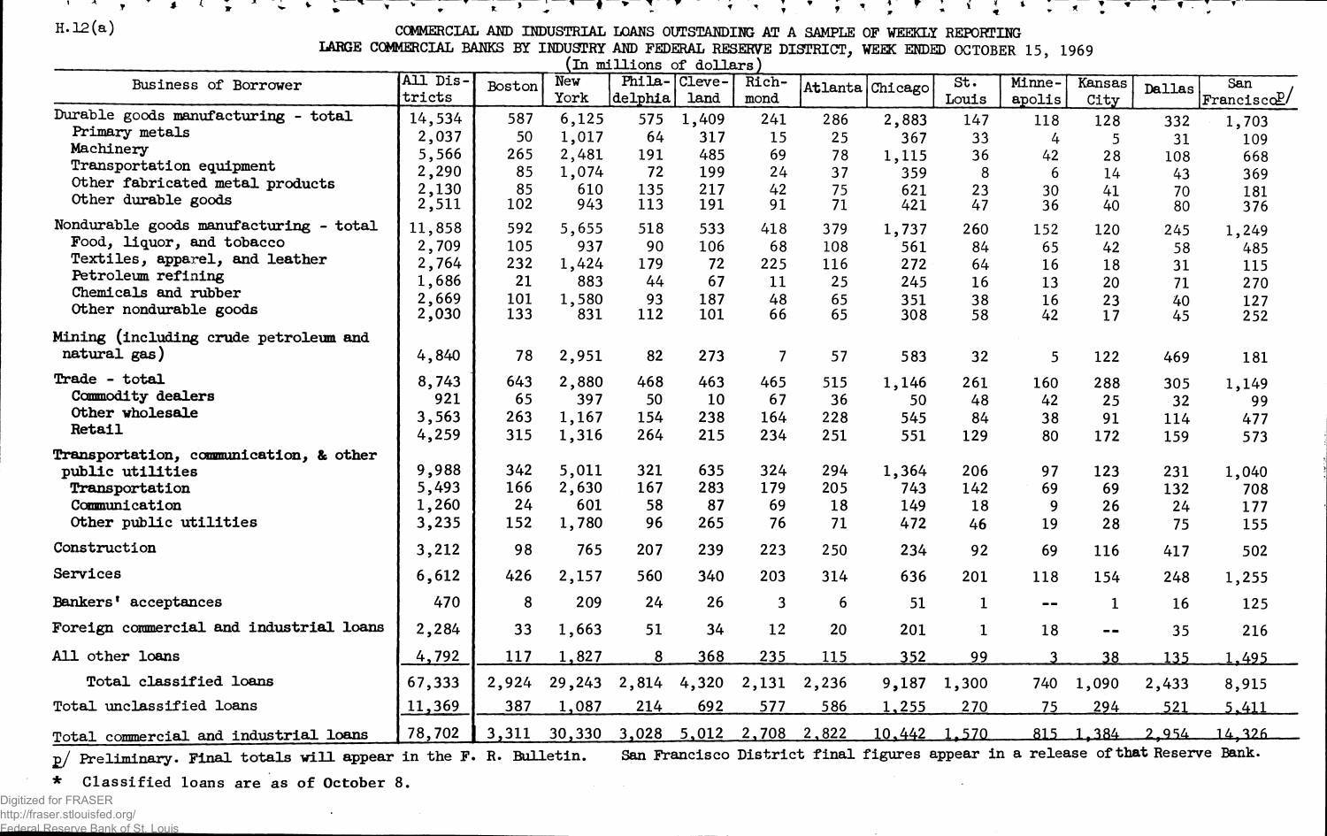H.12(a)

# COMMERCIAL AND INDUSTRIAL LOANS OUTSTANDING AT A SAMPLE OF WEEKLY REPORTING LARGE COMMERCIAL BANKS BY INDUSTRY AND FEDERAL RESERVE DISTRICT, WEEK ENDED OCTOBER 15, 1969

(In millions of dollars)

| Business of Borrower | All Districts | Boston | New York | Philadelphia | Cleveland | Richmond | Atlanta | Chicago | St. Louis | Minneapolis | Kansas City | Dallas | San Francisco p/ |
|---|---|---|---|---|---|---|---|---|---|---|---|---|---|
| Durable goods manufacturing - total | 14,534 | 587 | 6,125 | 575 | 1,409 | 241 | 286 | 2,883 | 147 | 118 | 128 | 332 | 1,703 |
| Primary metals | 2,037 | 50 | 1,017 | 64 | 317 | 15 | 25 | 367 | 33 | 4 | 5 | 31 | 109 |
| Machinery | 5,566 | 265 | 2,481 | 191 | 485 | 69 | 78 | 1,115 | 36 | 42 | 28 | 108 | 668 |
| Transportation equipment | 2,290 | 85 | 1,074 | 72 | 199 | 24 | 37 | 359 | 8 | 6 | 14 | 43 | 369 |
| Other fabricated metal products | 2,130 | 85 | 610 | 135 | 217 | 42 | 75 | 621 | 23 | 30 | 41 | 70 | 181 |
| Other durable goods | 2,511 | 102 | 943 | 113 | 191 | 91 | 71 | 421 | 47 | 36 | 40 | 80 | 376 |
| Nondurable goods manufacturing - total | 11,858 | 592 | 5,655 | 518 | 533 | 418 | 379 | 1,737 | 260 | 152 | 120 | 245 | 1,249 |
| Food, liquor, and tobacco | 2,709 | 105 | 937 | 90 | 106 | 68 | 108 | 561 | 84 | 65 | 42 | 58 | 485 |
| Textiles, apparel, and leather | 2,764 | 232 | 1,424 | 179 | 72 | 225 | 116 | 272 | 64 | 16 | 18 | 31 | 115 |
| Petroleum refining | 1,686 | 21 | 883 | 44 | 67 | 11 | 25 | 245 | 16 | 13 | 20 | 71 | 270 |
| Chemicals and rubber | 2,669 | 101 | 1,580 | 93 | 187 | 48 | 65 | 351 | 38 | 16 | 23 | 40 | 127 |
| Other nondurable goods | 2,030 | 133 | 831 | 112 | 101 | 66 | 65 | 308 | 58 | 42 | 17 | 45 | 252 |
| Mining (including crude petroleum and natural gas) | 4,840 | 78 | 2,951 | 82 | 273 | 7 | 57 | 583 | 32 | 5 | 122 | 469 | 181 |
| Trade - total | 8,743 | 643 | 2,880 | 468 | 463 | 465 | 515 | 1,146 | 261 | 160 | 288 | 305 | 1,149 |
| Commodity dealers | 921 | 65 | 397 | 50 | 10 | 67 | 36 | 50 | 48 | 42 | 25 | 32 | 99 |
| Other wholesale | 3,563 | 263 | 1,167 | 154 | 238 | 164 | 228 | 545 | 84 | 38 | 91 | 114 | 477 |
| Retail | 4,259 | 315 | 1,316 | 264 | 215 | 234 | 251 | 551 | 129 | 80 | 172 | 159 | 573 |
| Transportation, communication, & other public utilities | 9,988 | 342 | 5,011 | 321 | 635 | 324 | 294 | 1,364 | 206 | 97 | 123 | 231 | 1,040 |
| Transportation | 5,493 | 166 | 2,630 | 167 | 283 | 179 | 205 | 743 | 142 | 69 | 69 | 132 | 708 |
| Communication | 1,260 | 24 | 601 | 58 | 87 | 69 | 18 | 149 | 18 | 9 | 26 | 24 | 177 |
| Other public utilities | 3,235 | 152 | 1,780 | 96 | 265 | 76 | 71 | 472 | 46 | 19 | 28 | 75 | 155 |
| Construction | 3,212 | 98 | 765 | 207 | 239 | 223 | 250 | 234 | 92 | 69 | 116 | 417 | 502 |
| Services | 6,612 | 426 | 2,157 | 560 | 340 | 203 | 314 | 636 | 201 | 118 | 154 | 248 | 1,255 |
| Bankers' acceptances | 470 | 8 | 209 | 24 | 26 | 3 | 6 | 51 | 1 | -- | 1 | 16 | 125 |
| Foreign commercial and industrial loans | 2,284 | 33 | 1,663 | 51 | 34 | 12 | 20 | 201 | 1 | 18 | -- | 35 | 216 |
| All other loans | 4,792 | 117 | 1,827 | 8 | 368 | 235 | 115 | 352 | 99 | 3 | 38 | 135 | 1,495 |
| Total classified loans | 67,333 | 2,924 | 29,243 | 2,814 | 4,320 | 2,131 | 2,236 | 9,187 | 1,300 | 740 | 1,090 | 2,433 | 8,915 |
| Total unclassified loans | 11,369 | 387 | 1,087 | 214 | 692 | 577 | 586 | 1,255 | 270 | 75 | 294 | 521 | 5,411 |
| Total commercial and industrial loans | 78,702 | 3,311 | 30,330 | 3,028 | 5,012 | 2,708 | 2,822 | 10,442 | 1,570 | 815 | 1,384 | 2,954 | 14,326 |

p/ Preliminary. Final totals will appear in the F. R. Bulletin. San Francisco District final figures appear in a release of that Reserve Bank.

\* Classified loans are as of October 8.